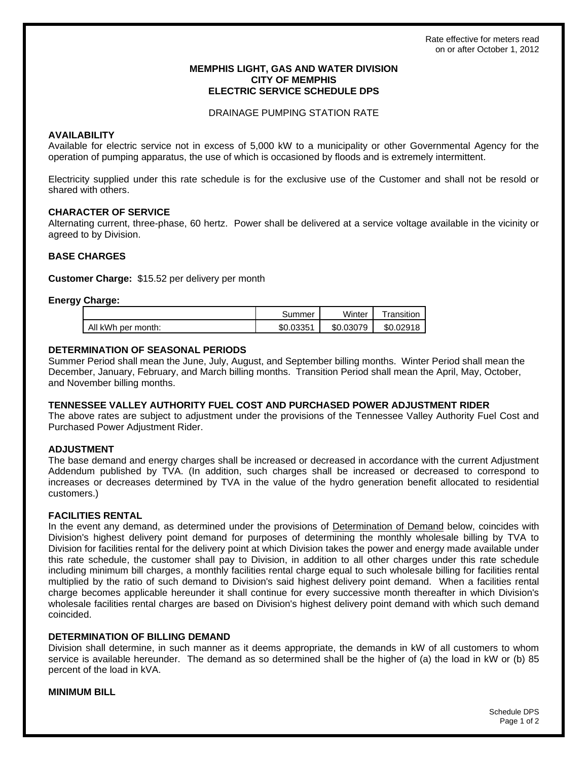Rate effective for meters read on or after October 1, 2012

# MEMPHIS LIGHT, GAS AND WATER DIVISION
# CITY OF MEMPHIS
# ELECTRIC SERVICE SCHEDULE DPS

DRAINAGE PUMPING STATION RATE

## AVAILABILITY

Available for electric service not in excess of 5,000 kW to a municipality or other Governmental Agency for the operation of pumping apparatus, the use of which is occasioned by floods and is extremely intermittent.

Electricity supplied under this rate schedule is for the exclusive use of the Customer and shall not be resold or shared with others.

## CHARACTER OF SERVICE

Alternating current, three-phase, 60 hertz. Power shall be delivered at a service voltage available in the vicinity or agreed to by Division.

## BASE CHARGES

**Customer Charge:** $15.52 per delivery per month

**Energy Charge:**

| | Summer | Winter | Transition |
|---|---|---|---|
| All kWh per month: | $0.03351 | $0.03079 | $0.02918 |

## DETERMINATION OF SEASONAL PERIODS

Summer Period shall mean the June, July, August, and September billing months. Winter Period shall mean the December, January, February, and March billing months. Transition Period shall mean the April, May, October, and November billing months.

## TENNESSEE VALLEY AUTHORITY FUEL COST AND PURCHASED POWER ADJUSTMENT RIDER

The above rates are subject to adjustment under the provisions of the Tennessee Valley Authority Fuel Cost and Purchased Power Adjustment Rider.

## ADJUSTMENT

The base demand and energy charges shall be increased or decreased in accordance with the current Adjustment Addendum published by TVA. (In addition, such charges shall be increased or decreased to correspond to increases or decreases determined by TVA in the value of the hydro generation benefit allocated to residential customers.)

## FACILITIES RENTAL

In the event any demand, as determined under the provisions of Determination of Demand below, coincides with Division's highest delivery point demand for purposes of determining the monthly wholesale billing by TVA to Division for facilities rental for the delivery point at which Division takes the power and energy made available under this rate schedule, the customer shall pay to Division, in addition to all other charges under this rate schedule including minimum bill charges, a monthly facilities rental charge equal to such wholesale billing for facilities rental multiplied by the ratio of such demand to Division's said highest delivery point demand. When a facilities rental charge becomes applicable hereunder it shall continue for every successive month thereafter in which Division's wholesale facilities rental charges are based on Division's highest delivery point demand with which such demand coincided.

## DETERMINATION OF BILLING DEMAND

Division shall determine, in such manner as it deems appropriate, the demands in kW of all customers to whom service is available hereunder. The demand as so determined shall be the higher of (a) the load in kW or (b) 85 percent of the load in kVA.

## MINIMUM BILL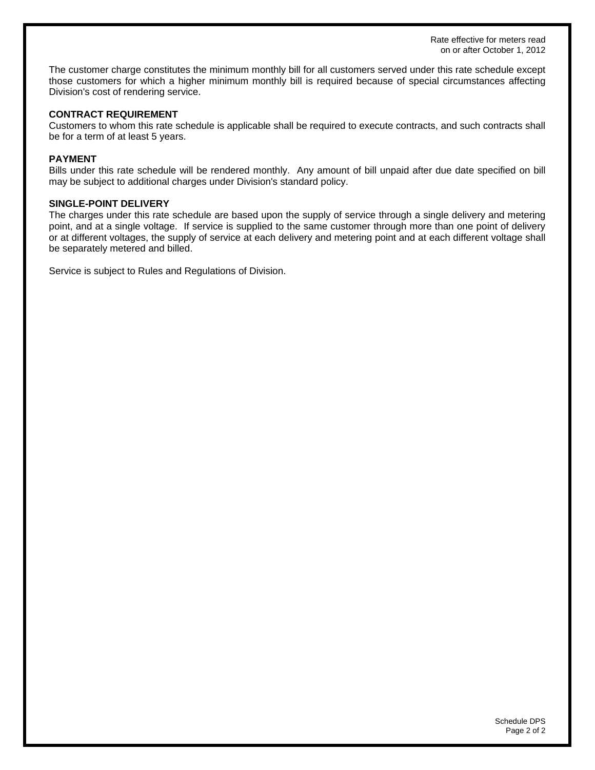Rate effective for meters read on or after October 1, 2012

The customer charge constitutes the minimum monthly bill for all customers served under this rate schedule except those customers for which a higher minimum monthly bill is required because of special circumstances affecting Division's cost of rendering service.

**CONTRACT REQUIREMENT**

Customers to whom this rate schedule is applicable shall be required to execute contracts, and such contracts shall be for a term of at least 5 years.

**PAYMENT**

Bills under this rate schedule will be rendered monthly. Any amount of bill unpaid after due date specified on bill may be subject to additional charges under Division's standard policy.

**SINGLE-POINT DELIVERY**

The charges under this rate schedule are based upon the supply of service through a single delivery and metering point, and at a single voltage. If service is supplied to the same customer through more than one point of delivery or at different voltages, the supply of service at each delivery and metering point and at each different voltage shall be separately metered and billed.

Service is subject to Rules and Regulations of Division.

Schedule DPS